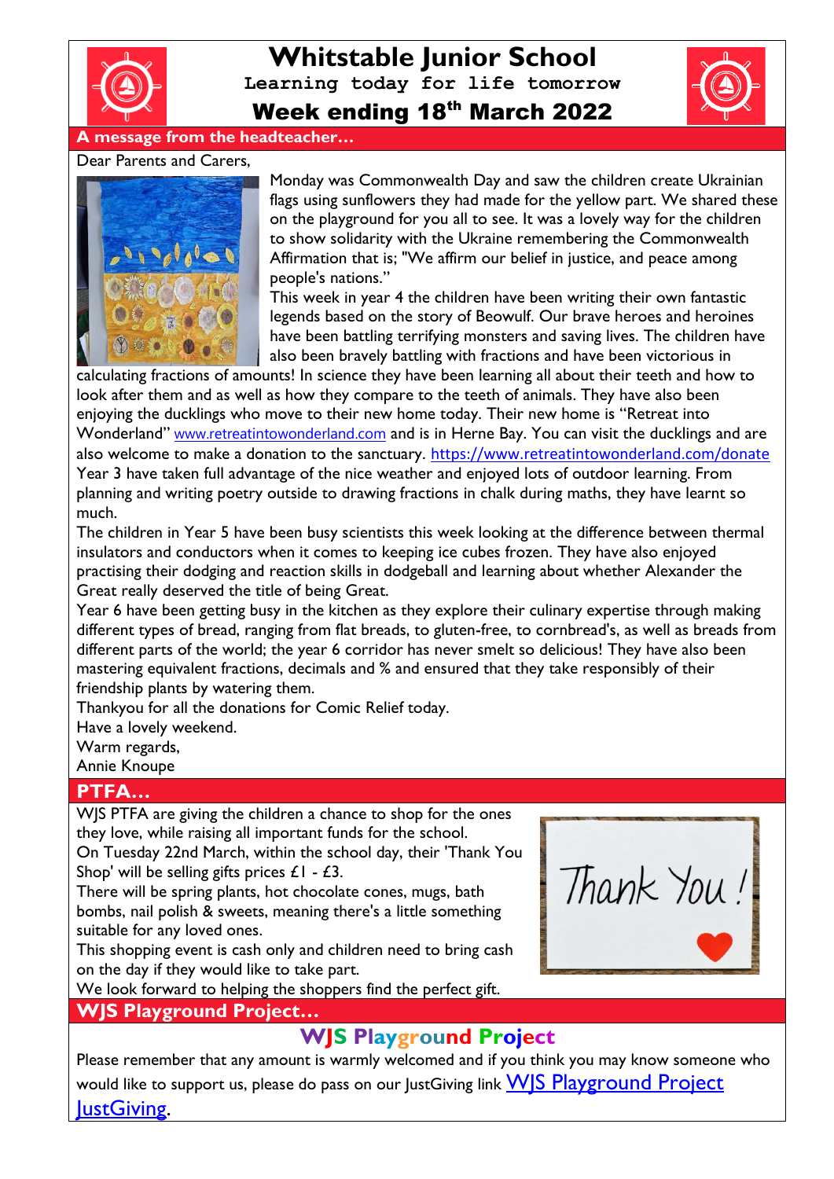# Whitstable Junior School

**Learning today for life tomorrow**

## Week ending 18th March 2022

### A message from the headteacher…

Dear Parents and Carers,

Monday was Commonwealth Day and saw the children create Ukrainian flags using sunflowers they had made for the yellow part. We shared these on the playground for you all to see. It was a lovely way for the children to show solidarity with the Ukraine remembering the Commonwealth Affirmation that is; "We affirm our belief in justice, and peace among people's nations."

This week in year 4 the children have been writing their own fantastic legends based on the story of Beowulf. Our brave heroes and heroines have been battling terrifying monsters and saving lives. The children have also been bravely battling with fractions and have been victorious in calculating fractions of amounts! In science they have been learning all about their teeth and how to look after them and as well as how they compare to the teeth of animals. They have also been enjoying the ducklings who move to their new home today. Their new home is "Retreat into Wonderland" www.retreatintowonderland.com and is in Herne Bay. You can visit the ducklings and are also welcome to make a donation to the sanctuary. https://www.retreatintowonderland.com/donate

Year 3 have taken full advantage of the nice weather and enjoyed lots of outdoor learning. From planning and writing poetry outside to drawing fractions in chalk during maths, they have learnt so much.

The children in Year 5 have been busy scientists this week looking at the difference between thermal insulators and conductors when it comes to keeping ice cubes frozen. They have also enjoyed practising their dodging and reaction skills in dodgeball and learning about whether Alexander the Great really deserved the title of being Great.

Year 6 have been getting busy in the kitchen as they explore their culinary expertise through making different types of bread, ranging from flat breads, to gluten-free, to cornbread's, as well as breads from different parts of the world; the year 6 corridor has never smelt so delicious! They have also been mastering equivalent fractions, decimals and % and ensured that they take responsibly of their friendship plants by watering them.

Thankyou for all the donations for Comic Relief today.

Have a lovely weekend.

Warm regards,

Annie Knoupe

### PTFA…

WJS PTFA are giving the children a chance to shop for the ones they love, while raising all important funds for the school.

On Tuesday 22nd March, within the school day, their 'Thank You Shop' will be selling gifts prices £1 - £3.

There will be spring plants, hot chocolate cones, mugs, bath bombs, nail polish & sweets, meaning there's a little something suitable for any loved ones.

This shopping event is cash only and children need to bring cash on the day if they would like to take part.

We look forward to helping the shoppers find the perfect gift.

### WJS Playground Project…

**WJS Playground Project**

Please remember that any amount is warmly welcomed and if you think you may know someone who would like to support us, please do pass on our JustGiving link WJS Playground Project JustGiving.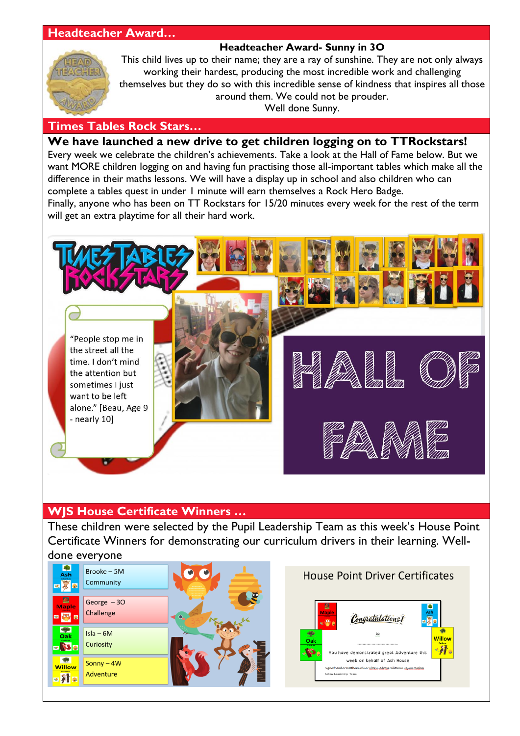## Headteacher Award…

### Headteacher Award- Sunny in 3O

This child lives up to their name; they are a ray of sunshine. They are not only always working their hardest, producing the most incredible work and challenging themselves but they do so with this incredible sense of kindness that inspires all those around them. We could not be prouder.
Well done Sunny.

## Times Tables Rock Stars…

### We have launched a new drive to get children logging on to TTRockstars!

Every week we celebrate the children's achievements. Take a look at the Hall of Fame below. But we want MORE children logging on and having fun practising those all-important tables which make all the difference in their maths lessons. We will have a display up in school and also children who can complete a tables quest in under 1 minute will earn themselves a Rock Hero Badge.
Finally, anyone who has been on TT Rockstars for 15/20 minutes every week for the rest of the term will get an extra playtime for all their hard work.

"People stop me in the street all the time. I don't mind the attention but sometimes I just want to be left alone." [Beau, Age 9 - nearly 10]

HALL OF FAME

## WJS House Certificate Winners …

These children were selected by the Pupil Leadership Team as this week's House Point Certificate Winners for demonstrating our curriculum drivers in their learning. Well-done everyone

| House | Winner | Driver |
| --- | --- | --- |
| Ash | Brooke – 5M | Community |
| Maple | George – 3O | Challenge |
| Oak | Isla – 6M | Curiosity |
| Willow | Sonny – 4W | Adventure |

House Point Driver Certificates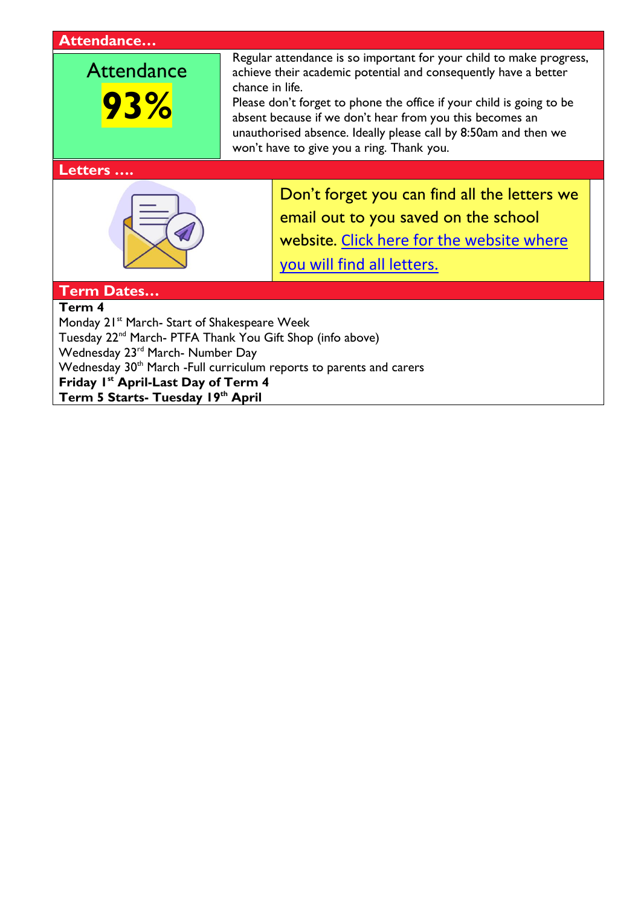## Attendance…

**Attendance**

**93%**

Regular attendance is so important for your child to make progress, achieve their academic potential and consequently have a better chance in life.

Please don't forget to phone the office if your child is going to be absent because if we don't hear from you this becomes an unauthorised absence. Ideally please call by 8:50am and then we won't have to give you a ring. Thank you.

## Letters ….

Don't forget you can find all the letters we email out to you saved on the school website. Click here for the website where you will find all letters.

## Term Dates…

**Term 4**

Monday 21st March- Start of Shakespeare Week

Tuesday 22nd March- PTFA Thank You Gift Shop (info above)

Wednesday 23rd March- Number Day

Wednesday 30th March -Full curriculum reports to parents and carers

**Friday 1st April-Last Day of Term 4**

**Term 5 Starts- Tuesday 19th April**